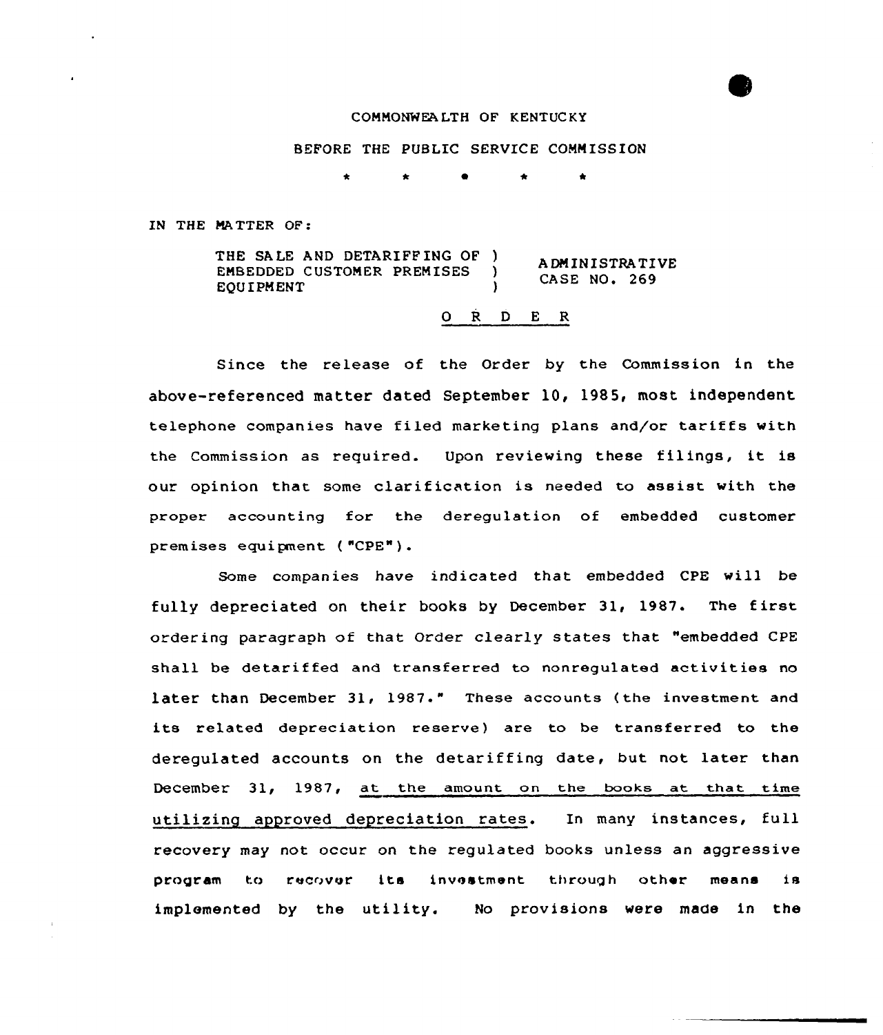COMMONWEALTH OF KENTUCKY

BEFORE THE PUBLIC SERVICE COMMISSION

\* \* \* \* \*

IN THE MATTER OF:

| | |
|---|---|
| THE SALE AND DETARIFFING OF EMBEDDED CUSTOMER PREMISES EQUIPMENT | ADMINISTRATIVE CASE NO. 269 |

O R D E R

Since the release of the Order by the Commission in the above-referenced matter dated September 10, 1985, most independent telephone companies have filed marketing plans and/or tariffs with the Commission as required. Upon reviewing these filings, it is our opinion that some clarification is needed to assist with the proper accounting for the deregulation of embedded customer premises equipment ("CPE").

Some companies have indicated that embedded CPE will be fully depreciated on their books by December 31, 1987. The first ordering paragraph of that Order clearly states that "embedded CPE shall be detariffed and transferred to nonregulated activities no later than December 31, 1987." These accounts (the investment and its related depreciation reserve) are to be transferred to the deregulated accounts on the detariffing date, but not later than December 31, 1987, <u>at the amount on the books at that time utilizing approved depreciation rates</u>. In many instances, full recovery may not occur on the regulated books unless an aggressive program to recover its investment through other means is implemented by the utility. No provisions were made in the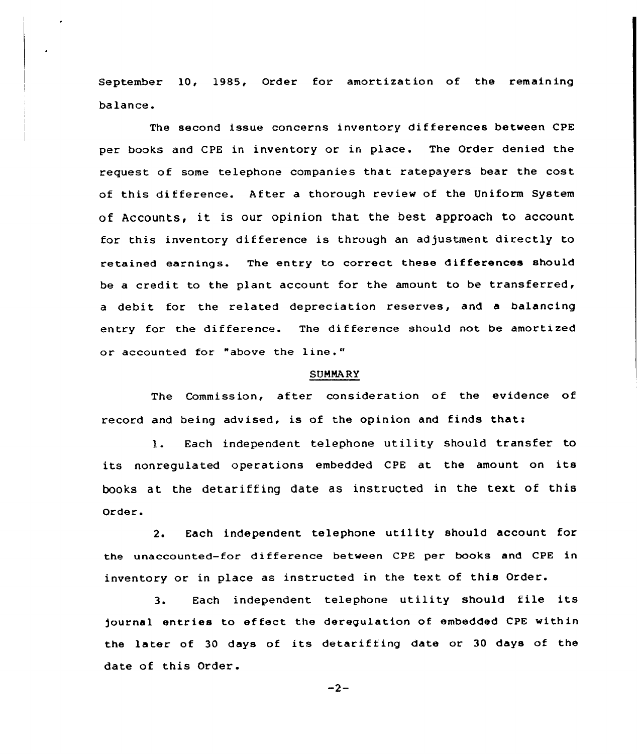September 10, 1985, Order for amortization of the remaining balance.

The second issue concerns inventory differences between CPE per books and CPE in inventory or in place. The Order denied the request of some telephone companies that ratepayers bear the cost of this difference. After a thorough review of the Uniform System of Accounts, it is our opinion that the best approach to account for this inventory difference is through an adjustment directly to retained earnings. The entry to correct these differences should be a credit to the plant account for the amount to be transferred, a debit for the related depreciation reserves, and a balancing entry for the difference. The difference should not be amortized or accounted for "above the line."

## SUMMARY

The Commission, after consideration of the evidence of record and being advised, is of the opinion and finds that:

1. Each independent telephone utility should transfer to its nonregulated operations embedded CPE at the amount on its books at the detariffing date as instructed in the text of this Order.

2. Each independent telephone utility should account for the unaccounted-for difference between CPE per books and CPE in inventory or in place as instructed in the text of this Order.

3. Each independent telephone utility should file its journal entries to effect the deregulation of embedded CPE within the later of 30 days of its detariffing date or 30 days of the date of this Order.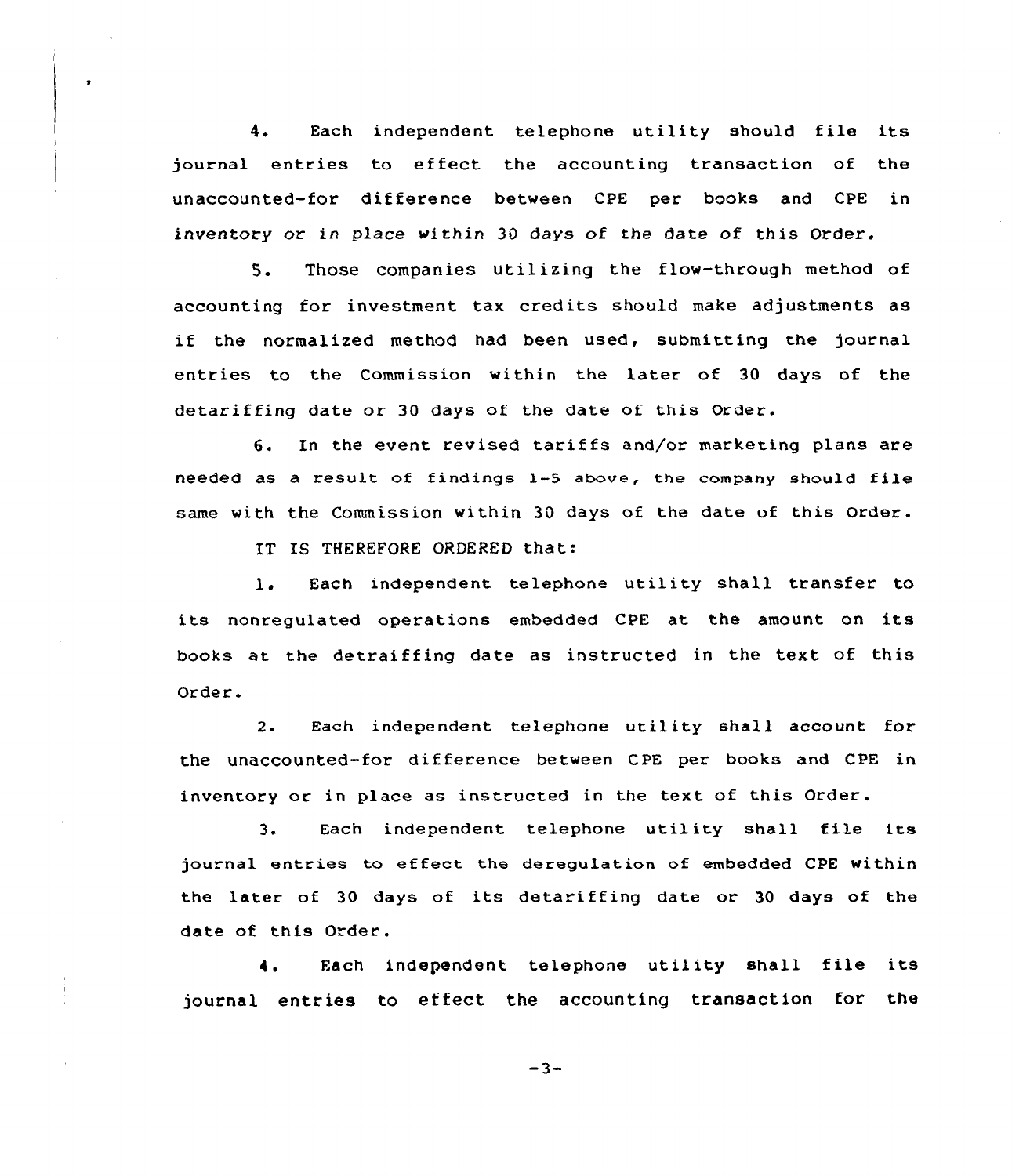4. Each independent telephone utility should file its journal entries to effect the accounting transaction of the unaccounted-for difference between CPE per books and CPE in inventory or in place within 30 days of the date of this Order.

5. Those companies utilizing the flow-through method of accounting for investment tax credits should make adjustments as if the normalized method had been used, submitting the journal entries to the Commission within the later of 30 days of the detariffing date or 30 days of the date of this Order.

6. In the event revised tariffs and/or marketing plans are needed as a result of findings 1-5 above, the company should file same with the Commission within 30 days of the date of this Order.

IT IS THEREFORE ORDERED that:

1. Each independent telephone utility shall transfer to its nonregulated operations embedded CPE at the amount on its books at the detraiffing date as instructed in the text of this Order.

2. Each independent telephone utility shall account for the unaccounted-for difference between CPE per books and CPE in inventory or in place as instructed in the text of this Order.

3. Each independent telephone utility shall file its journal entries to effect the deregulation of embedded CPE within the later of 30 days of its detariffing date or 30 days of the date of this Order.

4. Each independent telephone utility shall file its journal entries to effect the accounting transaction for the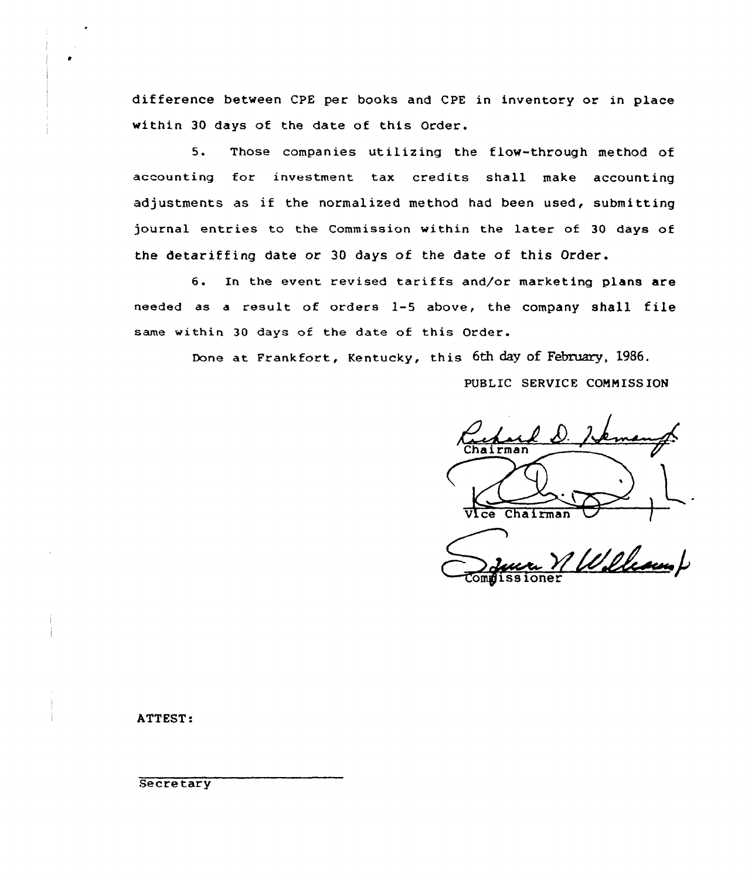difference between CPE per books and CPE in inventory or in place within 30 days of the date of this Order.

5. Those companies utilizing the flow-through method of accounting for investment tax credits shall make accounting adjustments as if the normalized method had been used, submitting journal entries to the Commission within the later of 30 days of the detariffing date or 30 days of the date of this Order.

6. In the event revised tariffs and/or marketing plans are needed as a result of orders 1-5 above, the company shall file same within 30 days of the date of this Order.

Done at Frankfort, Kentucky, this 6th day of February, 1986.

PUBLIC SERVICE COMMISSION

Chairman

Vice Chairman

Commissioner

ATTEST:

Secretary